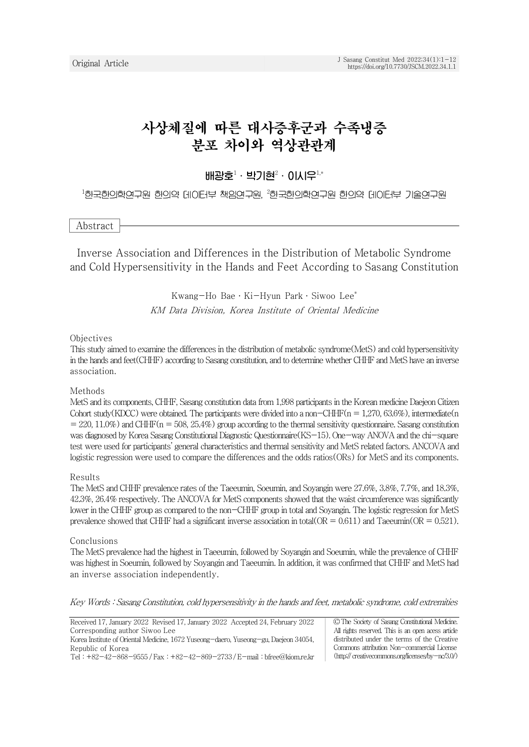Original Article

# 사상체질에 따른 대사증후군과 수족냉증 분포 차이와 역상관관계

배광호[1] · 박기현[2] · 이시우[1,*]

[1]한국한의학연구원 한의약 데이터부 책임연구원, [2]한국한의학연구원 한의약 데이터부 기술연구원

## Abstract

## Inverse Association and Differences in the Distribution of Metabolic Syndrome and Cold Hypersensitivity in the Hands and Feet According to Sasang Constitution

Kwang-Ho Bae · Ki-Hyun Park · Siwoo Lee*

*KM Data Division, Korea Institute of Oriental Medicine*

### Objectives

This study aimed to examine the differences in the distribution of metabolic syndrome(MetS) and cold hypersensitivity in the hands and feet(CHHF) according to Sasang constitution, and to determine whether CHHF and MetS have an inverse association.

### Methods

MetS and its components, CHHF, Sasang constitution data from 1,998 participants in the Korean medicine Daejeon Citizen Cohort study(KDCC) were obtained. The participants were divided into a non-CHHF(n = 1,270, 63.6%), intermediate(n = 220, 11.0%) and CHHF(n = 508, 25.4%) group according to the thermal sensitivity questionnaire. Sasang constitution was diagnosed by Korea Sasang Constitutional Diagnostic Questionnaire(KS-15). One-way ANOVA and the chi-square test were used for participants' general characteristics and thermal sensitivity and MetS related factors. ANCOVA and logistic regression were used to compare the differences and the odds ratios(ORs) for MetS and its components.

### Results

The MetS and CHHF prevalence rates of the Taeeumin, Soeumin, and Soyangin were 27.6%, 3.8%, 7.7%, and 18.3%, 42.3%, 26.4% respectively. The ANCOVA for MetS components showed that the waist circumference was significantly lower in the CHHF group as compared to the non-CHHF group in total and Soyangin. The logistic regression for MetS prevalence showed that CHHF had a significant inverse association in total(OR = 0.611) and Taeeumin(OR = 0.521).

### Conclusions

The MetS prevalence had the highest in Taeeumin, followed by Soyangin and Soeumin, while the prevalence of CHHF was highest in Soeumin, followed by Soyangin and Taeeumin. In addition, it was confirmed that CHHF and MetS had an inverse association independently.

*Key Words : Sasang Constitution, cold hypersensitivity in the hands and feet, metabolic syndrome, cold extremities*

Received 17, January 2022 Revised 17, January 2022 Accepted 24, February 2022
Corresponding author Siwoo Lee
Korea Institute of Oriental Medicine, 1672 Yuseong-daero, Yuseong-gu, Daejeon 34054, Republic of Korea
Tel : +82-42-868-9555 / Fax : +82-42-869-2733 / E-mail : bfree@kiom.re.kr

ⓒ The Society of Sasang Constitutional Medicine. All rights reserved. This is an open acess article distributed under the terms of the Creative Commons attribution Non-commercial License (http://creativecommons.org/licenses/by-nc/3.0/)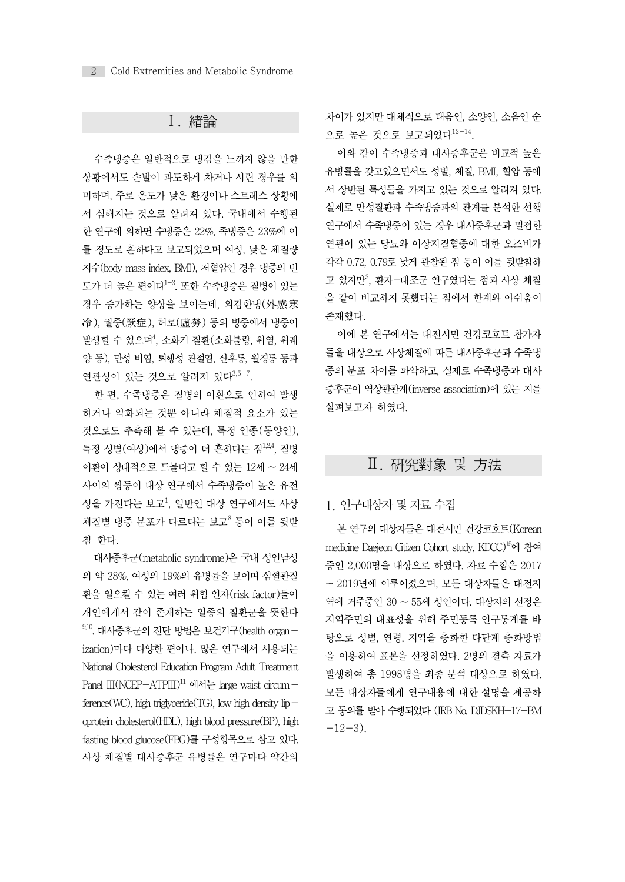## Ⅰ. 緖論

수족냉증은 일반적으로 냉감을 느끼지 않을 만한 상황에서도 손발이 과도하게 차거나 시린 경우를 의미하며, 주로 온도가 낮은 환경이나 스트레스 상황에서 심해지는 것으로 알려져 있다. 국내에서 수행된 한 연구에 의하면 수냉증은 22%, 족냉증은 23%에 이를 정도로 흔하다고 보고되었으며 여성, 낮은 체질량지수(body mass index, BMI), 저혈압인 경우 냉증의 빈도가 더 높은 편이다[1-3]. 또한 수족냉증은 질병이 있는 경우 증가하는 양상을 보이는데, 외감한냉(外感寒冷), 궐증(厥症), 허로(虛勞) 등의 병증에서 냉증이 발생할 수 있으며[4], 소화기 질환(소화불량, 위염, 위궤양 등), 만성 비염, 퇴행성 관절염, 산후통, 월경통 등과 연관성이 있는 것으로 알려져 있다[3,5-7].

한 편, 수족냉증은 질병의 이환으로 인하여 발생하거나 악화되는 것뿐 아니라 체질적 요소가 있는 것으로도 추측해 볼 수 있는데, 특정 인종(동양인), 특정 성별(여성)에서 냉증이 더 흔하다는 점[1,2,4], 질병 이환이 상대적으로 드물다고 할 수 있는 12세 ~ 24세 사이의 쌍둥이 대상 연구에서 수족냉증이 높은 유전성을 가진다는 보고[1], 일반인 대상 연구에서도 사상체질별 냉증 분포가 다르다는 보고[8] 등이 이를 뒷받침 한다.

대사증후군(metabolic syndrome)은 국내 성인남성의 약 28%, 여성의 19%의 유병률을 보이며 심혈관질환을 일으킬 수 있는 여러 위험 인자(risk factor)들이 개인에게서 같이 존재하는 일종의 질환군을 뜻한다[9,10]. 대사증후군의 진단 방법은 보건기구(health organization)마다 다양한 편이나, 많은 연구에서 사용되는 National Cholesterol Education Program Adult Treatment Panel III(NCEP-ATPIII)[11] 에서는 large waist circumference(WC), high triglyceride(TG), low high density lipoprotein cholesterol(HDL), high blood pressure(BP), high fasting blood glucose(FBG)를 구성항목으로 삼고 있다. 사상 체질별 대사증후군 유병률은 연구마다 약간의 차이가 있지만 대체적으로 태음인, 소양인, 소음인 순으로 높은 것으로 보고되었다[12-14].

이와 같이 수족냉증과 대사증후군은 비교적 높은 유병률을 갖고있으면서도 성별, 체질, BMI, 혈압 등에서 상반된 특성들을 가지고 있는 것으로 알려져 있다. 실제로 만성질환과 수족냉증과의 관계를 분석한 선행연구에서 수족냉증이 있는 경우 대사증후군과 밀접한 연관이 있는 당뇨와 이상지질혈증에 대한 오즈비가 각각 0.72, 0.79로 낮게 관찰된 점 등이 이를 뒷받침하고 있지만[3], 환자-대조군 연구였다는 점과 사상 체질을 같이 비교하지 못했다는 점에서 한계와 아쉬움이 존재했다.

이에 본 연구에서는 대전시민 건강코호트 참가자들을 대상으로 사상체질에 따른 대사증후군과 수족냉증의 분포 차이를 파악하고, 실제로 수족냉증과 대사증후군이 역상관관계(inverse association)에 있는 지를 살펴보고자 하였다.

## Ⅱ. 硏究對象 및 方法

### 1. 연구대상자 및 자료 수집

본 연구의 대상자들은 대전시민 건강코호트(Korean medicine Daejeon Citizen Cohort study, KDCC)[15]에 참여중인 2,000명을 대상으로 하였다. 자료 수집은 2017 ~ 2019년에 이루어졌으며, 모든 대상자들은 대전지역에 거주중인 30 ~ 55세 성인이다. 대상자의 선정은 지역주민의 대표성을 위해 주민등록 인구통계를 바탕으로 성별, 연령, 지역을 층화한 다단계 층화방법을 이용하여 표본을 선정하였다. 2명의 결측 자료가 발생하여 총 1998명을 최종 분석 대상으로 하였다. 모든 대상자들에게 연구내용에 대한 설명을 제공하고 동의를 받아 수행되었다 (IRB No. DJDSKH-17-BM-12-3).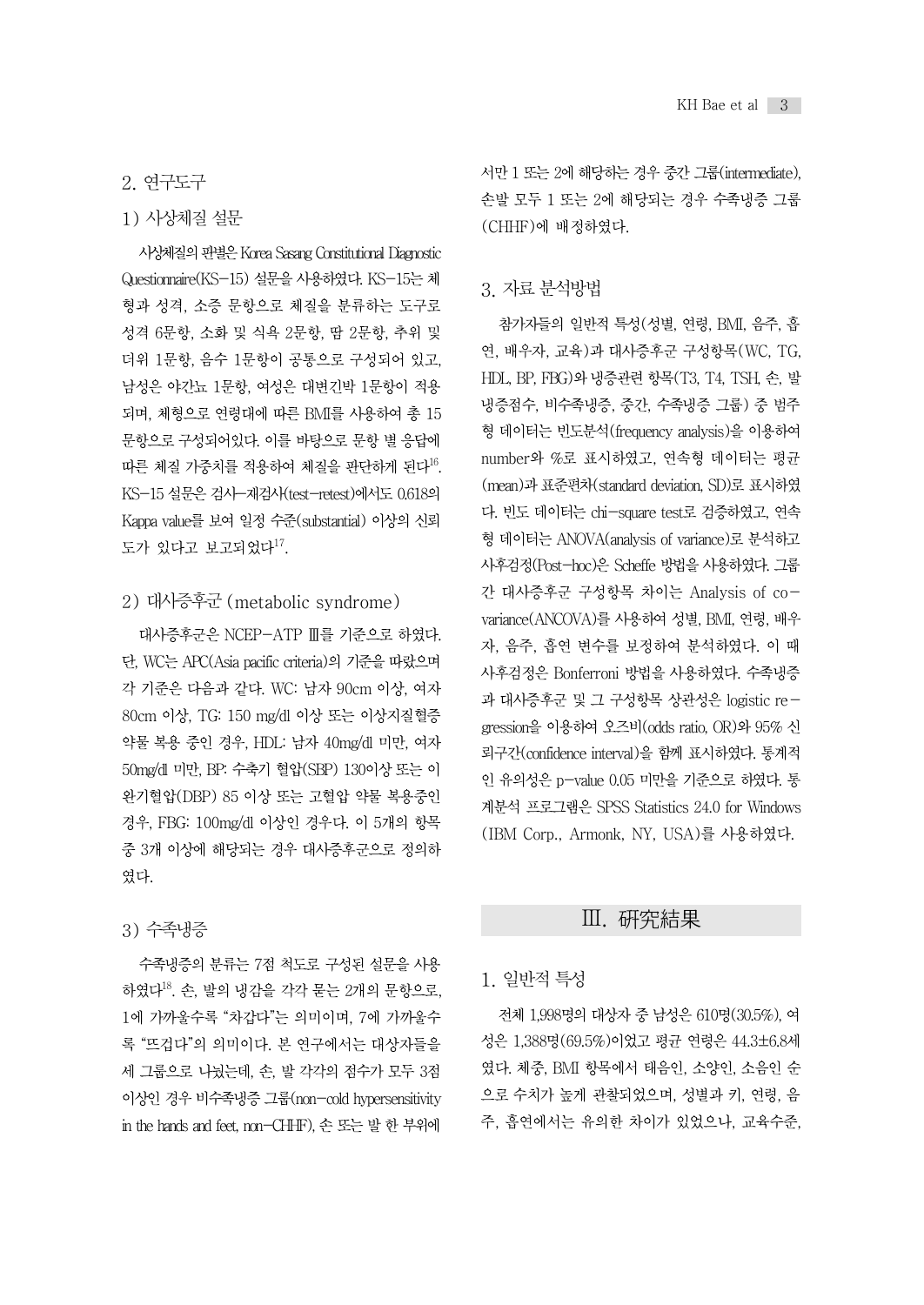## 2. 연구도구

### 1) 사상체질 설문

사상체질의 판별은 Korea Sasang Constitutional Diagnostic Questionnaire(KS-15) 설문을 사용하였다. KS-15는 체형과 성격, 소증 문항으로 체질을 분류하는 도구로 성격 6문항, 소화 및 식욕 2문항, 땀 2문항, 추위 및 더위 1문항, 음수 1문항이 공통으로 구성되어 있고, 남성은 야간뇨 1문항, 여성은 대변긴박 1문항이 적용되며, 체형으로 연령대에 따른 BMI를 사용하여 총 15문항으로 구성되어있다. 이를 바탕으로 문항 별 응답에 따른 체질 가중치를 적용하여 체질을 판단하게 된다[16]. KS-15 설문은 검사-재검사(test-retest)에서도 0.618의 Kappa value를 보여 일정 수준(substantial) 이상의 신뢰도가 있다고 보고되었다[17].

### 2) 대사증후군 (metabolic syndrome)

대사증후군은 NCEP-ATP Ⅲ를 기준으로 하였다. 단, WC는 APC(Asia pacific criteria)의 기준을 따랐으며 각 기준은 다음과 같다. WC: 남자 90cm 이상, 여자 80cm 이상, TG: 150 mg/dl 이상 또는 이상지질혈증 약물 복용 중인 경우, HDL: 남자 40mg/dl 미만, 여자 50mg/dl 미만, BP: 수축기 혈압(SBP) 130이상 또는 이완기혈압(DBP) 85 이상 또는 고혈압 약물 복용중인 경우, FBG: 100mg/dl 이상인 경우다. 이 5개의 항목 중 3개 이상에 해당되는 경우 대사증후군으로 정의하였다.

### 3) 수족냉증

수족냉증의 분류는 7점 척도로 구성된 설문을 사용하였다[18]. 손, 발의 냉감을 각각 묻는 2개의 문항으로, 1에 가까울수록 "차갑다"는 의미이며, 7에 가까울수록 "뜨겁다"의 의미이다. 본 연구에서는 대상자들을 세 그룹으로 나눴는데, 손, 발 각각의 점수가 모두 3점 이상인 경우 비수족냉증 그룹(non-cold hypersensitivity in the hands and feet, non-CHHF), 손 또는 발 한 부위에서만 1 또는 2에 해당하는 경우 중간 그룹(intermediate), 손발 모두 1 또는 2에 해당되는 경우 수족냉증 그룹(CHHF)에 배정하였다.

## 3. 자료 분석방법

참가자들의 일반적 특성(성별, 연령, BMI, 음주, 흡연, 배우자, 교육)과 대사증후군 구성항목(WC, TG, HDL, BP, FBG)와 냉증관련 항목(T3, T4, TSH, 손, 발 냉증점수, 비수족냉증, 중간, 수족냉증 그룹) 중 범주형 데이터는 빈도분석(frequency analysis)을 이용하여 number와 %로 표시하였고, 연속형 데이터는 평균(mean)과 표준편차(standard deviation, SD)로 표시하였다. 빈도 데이터는 chi-square test로 검증하였고, 연속형 데이터는 ANOVA(analysis of variance)로 분석하고 사후검정(Post-hoc)은 Scheffe 방법을 사용하였다. 그룹간 대사증후군 구성항목 차이는 Analysis of co-variance(ANCOVA)를 사용하여 성별, BMI, 연령, 배우자, 음주, 흡연 변수를 보정하여 분석하였다. 이 때 사후검정은 Bonferroni 방법을 사용하였다. 수족냉증과 대사증후군 및 그 구성항목 상관성은 logistic regression을 이용하여 오즈비(odds ratio, OR)와 95% 신뢰구간(confidence interval)을 함께 표시하였다. 통계적인 유의성은 p-value 0.05 미만을 기준으로 하였다. 통계분석 프로그램은 SPSS Statistics 24.0 for Windows (IBM Corp., Armonk, NY, USA)를 사용하였다.

# Ⅲ. 硏究結果

## 1. 일반적 특성

전체 1,998명의 대상자 중 남성은 610명(30.5%), 여성은 1,388명(69.5%)이었고 평균 연령은 44.3±6.8세였다. 체중, BMI 항목에서 태음인, 소양인, 소음인 순으로 수치가 높게 관찰되었으며, 성별과 키, 연령, 음주, 흡연에서는 유의한 차이가 있었으나, 교육수준,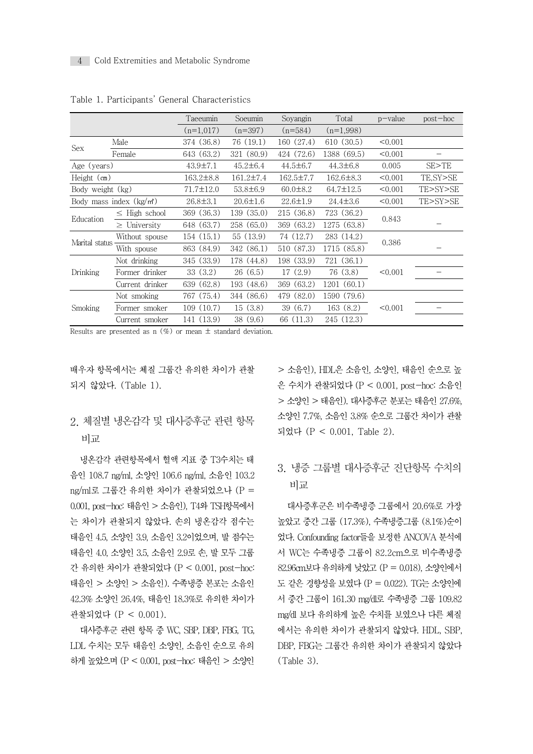Table 1. Participants' General Characteristics

| | | Taeeumin (n=1,017) | Soeumin (n=397) | Soyangin (n=584) | Total (n=1,998) | p-value | post-hoc |
|---|---|---|---|---|---|---|---|
| Sex | Male | 374 (36.8) | 76 (19.1) | 160 (27.4) | 610 (30.5) | <0.001 | |
| | Female | 643 (63.2) | 321 (80.9) | 424 (72.6) | 1388 (69.5) | <0.001 | - |
| Age (years) | | 43.9±7.1 | 45.2±6.4 | 44.5±6.7 | 44.3±6.8 | 0.005 | SE>TE |
| Height (㎝) | | 163.2±8.8 | 161.2±7.4 | 162.5±7.7 | 162.6±8.3 | <0.001 | TE,SY>SE |
| Body weight (kg) | | 71.7±12.0 | 53.8±6.9 | 60.0±8.2 | 64.7±12.5 | <0.001 | TE>SY>SE |
| Body mass index (kg/㎡) | | 26.8±3.1 | 20.6±1.6 | 22.6±1.9 | 24.4±3.6 | <0.001 | TE>SY>SE |
| Education | ≤ High school | 369 (36.3) | 139 (35.0) | 215 (36.8) | 723 (36.2) | 0.843 | - |
| | ≥ University | 648 (63.7) | 258 (65.0) | 369 (63.2) | 1275 (63.8) | | |
| Marital status | Without spouse | 154 (15.1) | 55 (13.9) | 74 (12.7) | 283 (14.2) | 0.386 | - |
| | With spouse | 863 (84.9) | 342 (86.1) | 510 (87.3) | 1715 (85.8) | | |
| Drinking | Not drinking | 345 (33.9) | 178 (44.8) | 198 (33.9) | 721 (36.1) | <0.001 | - |
| | Former drinker | 33 (3.2) | 26 (6.5) | 17 (2.9) | 76 (3.8) | | |
| | Current drinker | 639 (62.8) | 193 (48.6) | 369 (63.2) | 1201 (60.1) | | |
| Smoking | Not smoking | 767 (75.4) | 344 (86.6) | 479 (82.0) | 1590 (79.6) | <0.001 | - |
| | Former smoker | 109 (10.7) | 15 (3.8) | 39 (6.7) | 163 (8.2) | | |
| | Current smoker | 141 (13.9) | 38 (9.6) | 66 (11.3) | 245 (12.3) | | |

Results are presented as n (%) or mean ± standard deviation.

배우자 항목에서는 체질 그룹간 유의한 차이가 관찰되지 않았다. (Table 1).

## 2. 체질별 냉온감각 및 대사증후군 관련 항목 비교

냉온감각 관련항목에서 혈액 지표 중 T3수치는 태음인 108.7 ng/ml, 소양인 106.6 ng/ml, 소음인 103.2 ng/ml로 그룹간 유의한 차이가 관찰되었으나 (P = 0.001, post-hoc: 태음인 > 소음인), T4와 TSH항목에서는 차이가 관찰되지 않았다. 손의 냉온감각 점수는 태음인 4.5, 소양인 3.9, 소음인 3.2이었으며, 발 점수는 태음인 4.0, 소양인 3.5, 소음인 2.9로 손, 발 모두 그룹간 유의한 차이가 관찰되었다 (P < 0.001, post-hoc: 태음인 > 소양인 > 소음인). 수족냉증 분포는 소음인 42.3% 소양인 26.4%, 태음인 18.3%로 유의한 차이가 관찰되었다 (P < 0.001).

대사증후군 관련 항목 중 WC, SBP, DBP, FBG, TG, LDL 수치는 모두 태음인 소양인, 소음인 순으로 유의하게 높았으며 (P < 0.001, post-hoc: 태음인 > 소양인 > 소음인), HDL은 소음인, 소양인, 태음인 순으로 높은 수치가 관찰되었다 (P < 0.001, post-hoc: 소음인 > 소양인 > 태음인). 대사증후군 분포는 태음인 27.6%, 소양인 7.7%, 소음인 3.8% 순으로 그룹간 차이가 관찰되었다 (P < 0.001, Table 2).

## 3. 냉증 그룹별 대사증후군 진단항목 수치의 비교

대사증후군은 비수족냉증 그룹에서 20.6%로 가장 높았고 중간 그룹 (17.3%), 수족냉증그룹 (8.1%)순이었다. Confounding factor들을 보정한 ANCOVA 분석에서 WC는 수족냉증 그룹이 82.2cm으로 비수족냉증 82.96cm보다 유의하게 낮았고 (P = 0.018), 소양인에서도 같은 경향성을 보였다 (P = 0.022). TG는 소양인에서 중간 그룹이 161.30 mg/dl로 수족냉증 그룹 109.82 mg/dl 보다 유의하게 높은 수치를 보였으나 다른 체질에서는 유의한 차이가 관찰되지 않았다. HDL, SBP, DBP, FBG는 그룹간 유의한 차이가 관찰되지 않았다 (Table 3).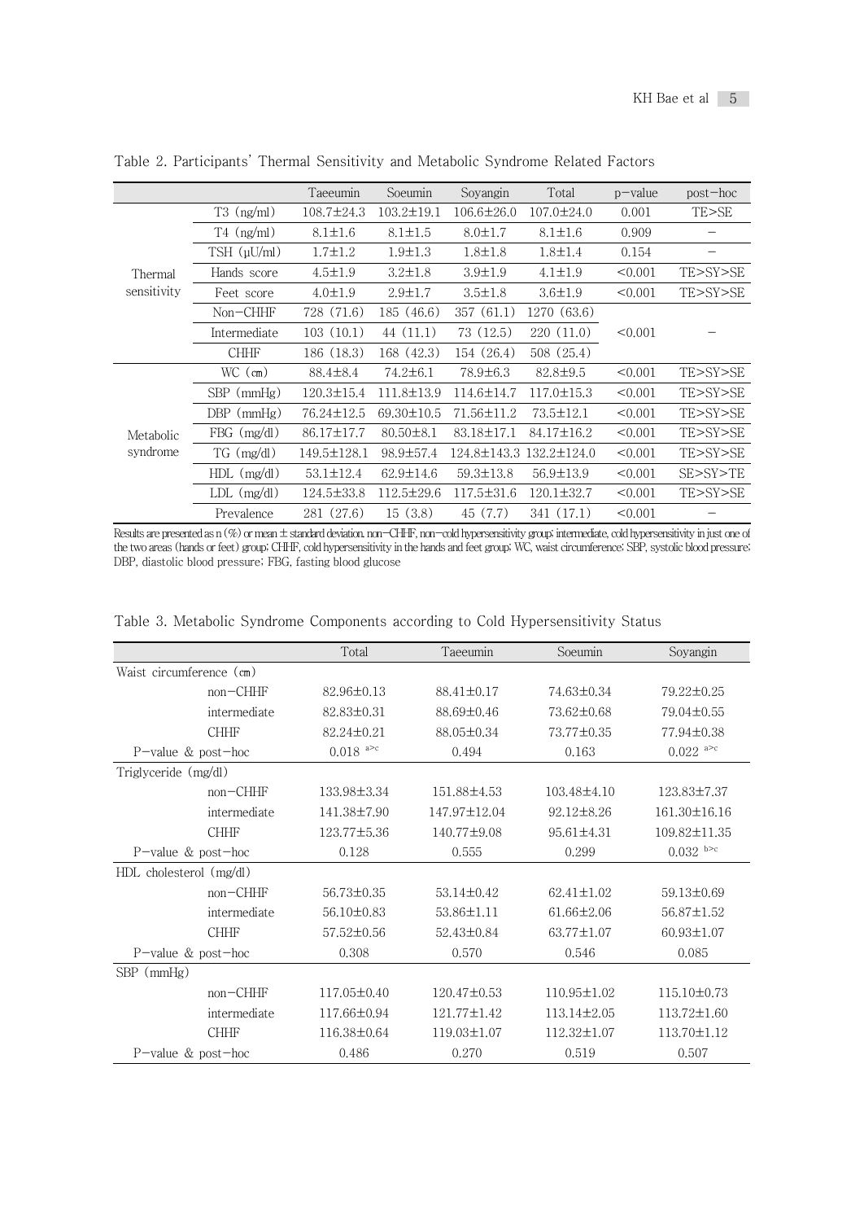Table 2. Participants' Thermal Sensitivity and Metabolic Syndrome Related Factors

| | | Taeeumin | Soeumin | Soyangin | Total | p-value | post-hoc |
|---|---|---|---|---|---|---|---|
| Thermal sensitivity | T3 (ng/ml) | 108.7±24.3 | 103.2±19.1 | 106.6±26.0 | 107.0±24.0 | 0.001 | TE>SE |
| | T4 (ng/ml) | 8.1±1.6 | 8.1±1.5 | 8.0±1.7 | 8.1±1.6 | 0.909 | – |
| | TSH (μU/ml) | 1.7±1.2 | 1.9±1.3 | 1.8±1.8 | 1.8±1.4 | 0.154 | – |
| | Hands score | 4.5±1.9 | 3.2±1.8 | 3.9±1.9 | 4.1±1.9 | <0.001 | TE>SY>SE |
| | Feet score | 4.0±1.9 | 2.9±1.7 | 3.5±1.8 | 3.6±1.9 | <0.001 | TE>SY>SE |
| | Non-CHHF | 728 (71.6) | 185 (46.6) | 357 (61.1) | 1270 (63.6) | <0.001 | – |
| | Intermediate | 103 (10.1) | 44 (11.1) | 73 (12.5) | 220 (11.0) | | |
| | CHHF | 186 (18.3) | 168 (42.3) | 154 (26.4) | 508 (25.4) | | |
| Metabolic syndrome | WC (㎝) | 88.4±8.4 | 74.2±6.1 | 78.9±6.3 | 82.8±9.5 | <0.001 | TE>SY>SE |
| | SBP (mmHg) | 120.3±15.4 | 111.8±13.9 | 114.6±14.7 | 117.0±15.3 | <0.001 | TE>SY>SE |
| | DBP (mmHg) | 76.24±12.5 | 69.30±10.5 | 71.56±11.2 | 73.5±12.1 | <0.001 | TE>SY>SE |
| | FBG (mg/dl) | 86.17±17.7 | 80.50±8.1 | 83.18±17.1 | 84.17±16.2 | <0.001 | TE>SY>SE |
| | TG (mg/dl) | 149.5±128.1 | 98.9±57.4 | 124.8±143.3 | 132.2±124.0 | <0.001 | TE>SY>SE |
| | HDL (mg/dl) | 53.1±12.4 | 62.9±14.6 | 59.3±13.8 | 56.9±13.9 | <0.001 | SE>SY>TE |
| | LDL (mg/dl) | 124.5±33.8 | 112.5±29.6 | 117.5±31.6 | 120.1±32.7 | <0.001 | TE>SY>SE |
| | Prevalence | 281 (27.6) | 15 (3.8) | 45 (7.7) | 341 (17.1) | <0.001 | – |

Results are presented as n (%) or mean ± standard deviation. non-CHHF, non-cold hypersensitivity group; intermediate, cold hypersensitivity in just one of the two areas (hands or feet) group; CHHF, cold hypersensitivity in the hands and feet group; WC, waist circumference; SBP, systolic blood pressure; DBP, diastolic blood pressure; FBG, fasting blood glucose

Table 3. Metabolic Syndrome Components according to Cold Hypersensitivity Status

| | Total | Taeeumin | Soeumin | Soyangin |
|---|---|---|---|---|
| Waist circumference (㎝) | | | | |
| non-CHHF | 82.96±0.13 | 88.41±0.17 | 74.63±0.34 | 79.22±0.25 |
| intermediate | 82.83±0.31 | 88.69±0.46 | 73.62±0.68 | 79.04±0.55 |
| CHHF | 82.24±0.21 | 88.05±0.34 | 73.77±0.35 | 77.94±0.38 |
| P-value & post-hoc | 0.018 [a>c] | 0.494 | 0.163 | 0.022 [a>c] |
| Triglyceride (mg/dl) | | | | |
| non-CHHF | 133.98±3.34 | 151.88±4.53 | 103.48±4.10 | 123.83±7.37 |
| intermediate | 141.38±7.90 | 147.97±12.04 | 92.12±8.26 | 161.30±16.16 |
| CHHF | 123.77±5.36 | 140.77±9.08 | 95.61±4.31 | 109.82±11.35 |
| P-value & post-hoc | 0.128 | 0.555 | 0.299 | 0.032 [b>c] |
| HDL cholesterol (mg/dl) | | | | |
| non-CHHF | 56.73±0.35 | 53.14±0.42 | 62.41±1.02 | 59.13±0.69 |
| intermediate | 56.10±0.83 | 53.86±1.11 | 61.66±2.06 | 56.87±1.52 |
| CHHF | 57.52±0.56 | 52.43±0.84 | 63.77±1.07 | 60.93±1.07 |
| P-value & post-hoc | 0.308 | 0.570 | 0.546 | 0.085 |
| SBP (mmHg) | | | | |
| non-CHHF | 117.05±0.40 | 120.47±0.53 | 110.95±1.02 | 115.10±0.73 |
| intermediate | 117.66±0.94 | 121.77±1.42 | 113.14±2.05 | 113.72±1.60 |
| CHHF | 116.38±0.64 | 119.03±1.07 | 112.32±1.07 | 113.70±1.12 |
| P-value & post-hoc | 0.486 | 0.270 | 0.519 | 0.507 |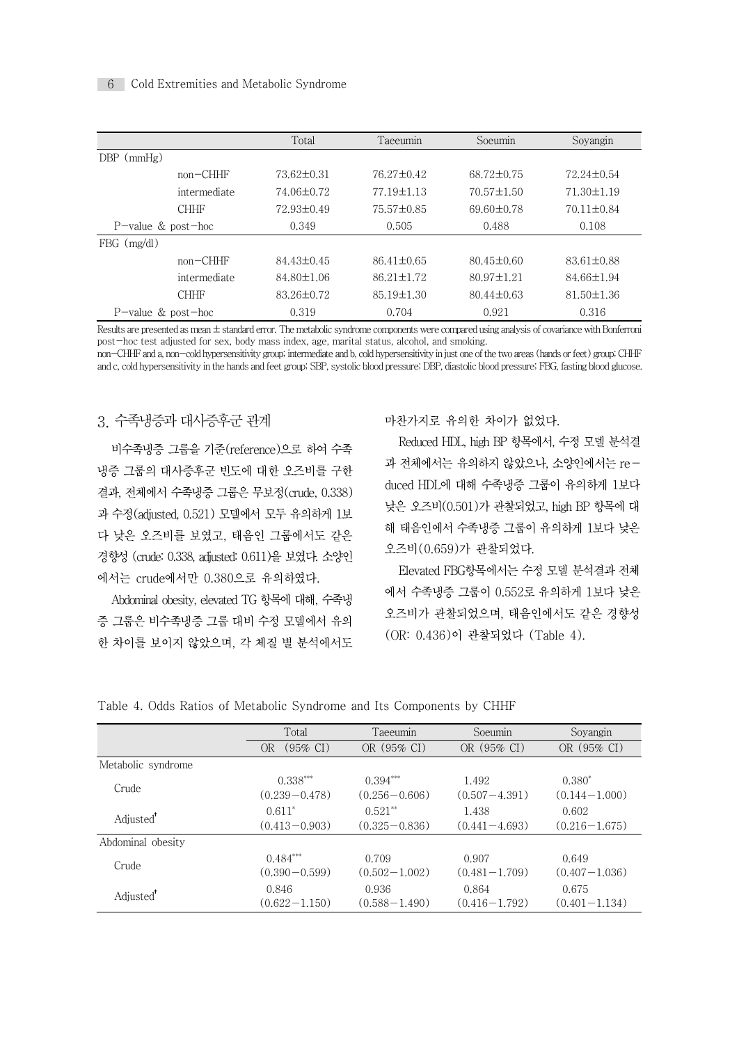|  | Total | Taeeumin | Soeumin | Soyangin |
|---|---|---|---|---|
| DBP (mmHg) |  |  |  |  |
| non−CHHF | 73.62±0.31 | 76.27±0.42 | 68.72±0.75 | 72.24±0.54 |
| intermediate | 74.06±0.72 | 77.19±1.13 | 70.57±1.50 | 71.30±1.19 |
| CHHF | 72.93±0.49 | 75.57±0.85 | 69.60±0.78 | 70.11±0.84 |
| P−value & post−hoc | 0.349 | 0.505 | 0.488 | 0.108 |
| FBG (mg/dl) |  |  |  |  |
| non−CHHF | 84.43±0.45 | 86.41±0.65 | 80.45±0.60 | 83.61±0.88 |
| intermediate | 84.80±1.06 | 86.21±1.72 | 80.97±1.21 | 84.66±1.94 |
| CHHF | 83.26±0.72 | 85.19±1.30 | 80.44±0.63 | 81.50±1.36 |
| P−value & post−hoc | 0.319 | 0.704 | 0.921 | 0.316 |

Results are presented as mean ± standard error. The metabolic syndrome components were compared using analysis of covariance with Bonferroni post−hoc test adjusted for sex, body mass index, age, marital status, alcohol, and smoking.
non−CHHF and a, non−cold hypersensitivity group; intermediate and b, cold hypersensitivity in just one of the two areas (hands or feet) group; CHHF and c, cold hypersensitivity in the hands and feet group; SBP, systolic blood pressure; DBP, diastolic blood pressure; FBG, fasting blood glucose.

### 3. 수족냉증과 대사증후군 관계

비수족냉증 그룹을 기준(reference)으로 하여 수족냉증 그룹의 대사증후군 빈도에 대한 오즈비를 구한 결과, 전체에서 수족냉증 그룹은 무보정(crude, 0.338)과 수정(adjusted, 0.521) 모델에서 모두 유의하게 1보다 낮은 오즈비를 보였고, 태음인 그룹에서도 같은 경향성 (crude: 0.338, adjusted: 0.611)을 보였다. 소양인에서는 crude에서만 0.380으로 유의하였다.

Abdominal obesity, elevated TG 항목에 대해, 수족냉증 그룹은 비수족냉증 그룹 대비 수정 모델에서 유의한 차이를 보이지 않았으며, 각 체질 별 분석에서도 마찬가지로 유의한 차이가 없었다.

Reduced HDL, high BP 항목에서, 수정 모델 분석결과 전체에서는 유의하지 않았으나, 소양인에서는 reduced HDL에 대해 수족냉증 그룹이 유의하게 1보다 낮은 오즈비(0.501)가 관찰되었고, high BP 항목에 대해 태음인에서 수족냉증 그룹이 유의하게 1보다 낮은 오즈비(0.659)가 관찰되었다.

Elevated FBG항목에서는 수정 모델 분석결과 전체에서 수족냉증 그룹이 0.552로 유의하게 1보다 낮은 오즈비가 관찰되었으며, 태음인에서도 같은 경향성 (OR: 0.436)이 관찰되었다 (Table 4).

Table 4. Odds Ratios of Metabolic Syndrome and Its Components by CHHF

|  | Total | Taeeumin | Soeumin | Soyangin |
|---|---|---|---|---|
|  | OR (95% CI) | OR (95% CI) | OR (95% CI) | OR (95% CI) |
| Metabolic syndrome |  |  |  |  |
| Crude | 0.338*** (0.239−0.478) | 0.394*** (0.256−0.606) | 1.492 (0.507−4.391) | 0.380* (0.144−1.000) |
| Adjusted† | 0.611* (0.413−0.903) | 0.521** (0.325−0.836) | 1.438 (0.441−4.693) | 0.602 (0.216−1.675) |
| Abdominal obesity |  |  |  |  |
| Crude | 0.484*** (0.390−0.599) | 0.709 (0.502−1.002) | 0.907 (0.481−1.709) | 0.649 (0.407−1.036) |
| Adjusted† | 0.846 (0.622−1.150) | 0.936 (0.588−1.490) | 0.864 (0.416−1.792) | 0.675 (0.401−1.134) |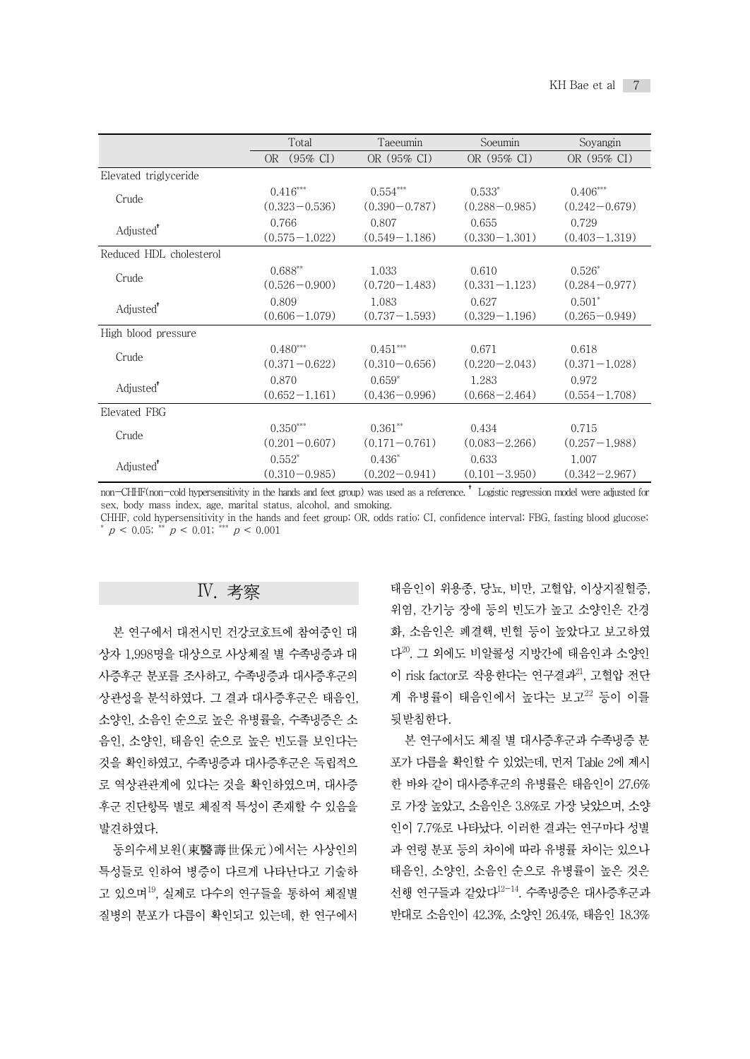| | Total | Taeeumin | Soeumin | Soyangin |
|---|---|---|---|---|
| | OR (95% CI) | OR (95% CI) | OR (95% CI) | OR (95% CI) |
| Elevated triglyceride | | | | |
| Crude | 0.416*** (0.323–0.536) | 0.554*** (0.390–0.787) | 0.533* (0.288–0.985) | 0.406*** (0.242–0.679) |
| Adjusted† | 0.766 (0.575–1.022) | 0.807 (0.549–1.186) | 0.655 (0.330–1.301) | 0.729 (0.403–1.319) |
| Reduced HDL cholesterol | | | | |
| Crude | 0.688** (0.526–0.900) | 1.033 (0.720–1.483) | 0.610 (0.331–1.123) | 0.526* (0.284–0.977) |
| Adjusted† | 0.809 (0.606–1.079) | 1.083 (0.737–1.593) | 0.627 (0.329–1.196) | 0.501* (0.265–0.949) |
| High blood pressure | | | | |
| Crude | 0.480*** (0.371–0.622) | 0.451*** (0.310–0.656) | 0.671 (0.220–2.043) | 0.618 (0.371–1.028) |
| Adjusted† | 0.870 (0.652–1.161) | 0.659* (0.436–0.996) | 1.283 (0.668–2.464) | 0.972 (0.554–1.708) |
| Elevated FBG | | | | |
| Crude | 0.350*** (0.201–0.607) | 0.361** (0.171–0.761) | 0.434 (0.083–2.266) | 0.715 (0.257–1.988) |
| Adjusted† | 0.552* (0.310–0.985) | 0.436* (0.202–0.941) | 0.633 (0.101–3.950) | 1.007 (0.342–2.967) |

non–CHHF(non–cold hypersensitivity in the hands and feet group) was used as a reference. † Logistic regression model were adjusted for sex, body mass index, age, marital status, alcohol, and smoking.
CHHF, cold hypersensitivity in the hands and feet group; OR, odds ratio; CI, confidence interval; FBG, fasting blood glucose;
* $p < 0.05$; ** $p < 0.01$; *** $p < 0.001$

## Ⅳ. 考察

본 연구에서 대전시민 건강코호트에 참여중인 대상자 1,998명을 대상으로 사상체질 별 수족냉증과 대사증후군 분포를 조사하고, 수족냉증과 대사증후군의 상관성을 분석하였다. 그 결과 대사증후군은 태음인, 소양인, 소음인 순으로 높은 유병률을, 수족냉증은 소음인, 소양인, 태음인 순으로 높은 빈도를 보인다는 것을 확인하였고, 수족냉증과 대사증후군은 독립적으로 역상관관계에 있다는 것을 확인하였으며, 대사증후군 진단항목 별로 체질적 특성이 존재할 수 있음을 발견하였다.

동의수세보원(東醫壽世保元)에서는 사상인의 특성들로 인하여 병증이 다르게 나타난다고 기술하고 있으며[19], 실제로 다수의 연구들을 통하여 체질별 질병의 분포가 다름이 확인되고 있는데, 한 연구에서 태음인이 위용종, 당뇨, 비만, 고혈압, 이상지질혈증, 위염, 간기능 장애 등의 빈도가 높고 소양인은 간경화, 소음인은 폐결핵, 빈혈 등이 높았다고 보고하였다[20]. 그 외에도 비알콜성 지방간에 태음인과 소양인이 risk factor로 작용한다는 연구결과[21], 고혈압 전단계 유병률이 태음인에서 높다는 보고[22] 등이 이를 뒷받침한다.

본 연구에서도 체질 별 대사증후군과 수족냉증 분포가 다름을 확인할 수 있었는데, 먼저 Table 2에 제시한 바와 같이 대사증후군의 유병률은 태음인이 27.6%로 가장 높았고, 소음인은 3.8%로 가장 낮았으며, 소양인이 7.7%로 나타났다. 이러한 결과는 연구마다 성별과 연령 분포 등의 차이에 따라 유병률 차이는 있으나 태음인, 소양인, 소음인 순으로 유병률이 높은 것은 선행 연구들과 같았다[12–14]. 수족냉증은 대사증후군과 반대로 소음인이 42.3%, 소양인 26.4%, 태음인 18.3%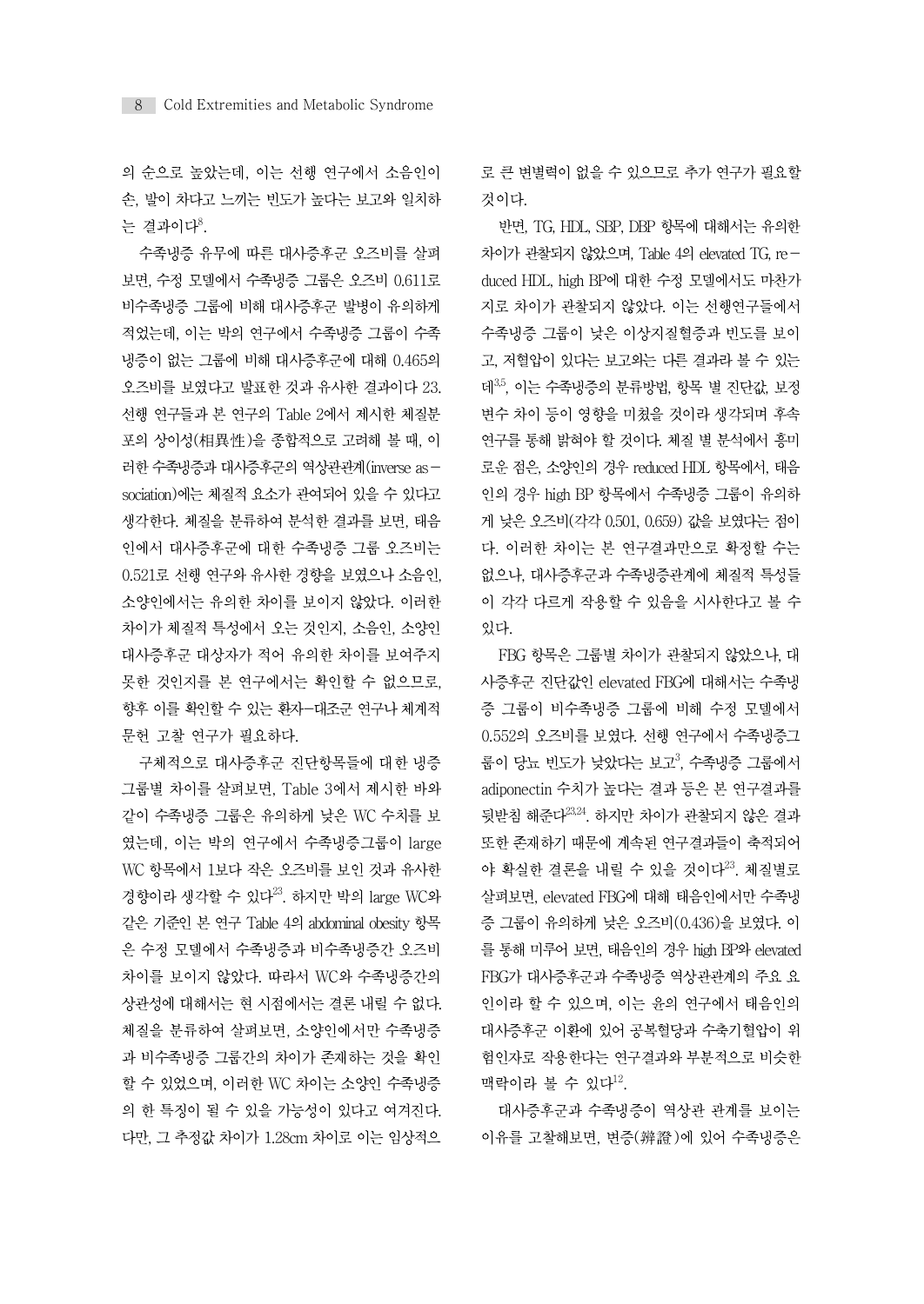의 순으로 높았는데, 이는 선행 연구에서 소음인이 손, 발이 차다고 느끼는 빈도가 높다는 보고와 일치하는 결과이다[8].

수족냉증 유무에 따른 대사증후군 오즈비를 살펴보면, 수정 모델에서 수족냉증 그룹은 오즈비 0.611로 비수족냉증 그룹에 비해 대사증후군 발병이 유의하게 적었는데, 이는 박의 연구에서 수족냉증 그룹이 수족냉증이 없는 그룹에 비해 대사증후군에 대해 0.465의 오즈비를 보였다고 발표한 것과 유사한 결과이다 23. 선행 연구들과 본 연구의 Table 2에서 제시한 체질분포의 상이성(相異性)을 종합적으로 고려해 볼 때, 이러한 수족냉증과 대사증후군의 역상관관계(inverse association)에는 체질적 요소가 관여되어 있을 수 있다고 생각한다. 체질을 분류하여 분석한 결과를 보면, 태음인에서 대사증후군에 대한 수족냉증 그룹 오즈비는 0.521로 선행 연구와 유사한 경향을 보였으나 소음인, 소양인에서는 유의한 차이를 보이지 않았다. 이러한 차이가 체질적 특성에서 오는 것인지, 소음인, 소양인 대사증후군 대상자가 적어 유의한 차이를 보여주지 못한 것인지를 본 연구에서는 확인할 수 없으므로, 향후 이를 확인할 수 있는 환자-대조군 연구나 체계적 문헌 고찰 연구가 필요하다.

구체적으로 대사증후군 진단항목들에 대한 냉증 그룹별 차이를 살펴보면, Table 3에서 제시한 바와 같이 수족냉증 그룹은 유의하게 낮은 WC 수치를 보였는데, 이는 박의 연구에서 수족냉증그룹이 large WC 항목에서 1보다 작은 오즈비를 보인 것과 유사한 경향이라 생각할 수 있다[23]. 하지만 박의 large WC와 같은 기준인 본 연구 Table 4의 abdominal obesity 항목은 수정 모델에서 수족냉증과 비수족냉증간 오즈비 차이를 보이지 않았다. 따라서 WC와 수족냉증간의 상관성에 대해서는 현 시점에서는 결론 내릴 수 없다. 체질을 분류하여 살펴보면, 소양인에서만 수족냉증과 비수족냉증 그룹간의 차이가 존재하는 것을 확인할 수 있었으며, 이러한 WC 차이는 소양인 수족냉증의 한 특징이 될 수 있을 가능성이 있다고 여겨진다. 다만, 그 추정값 차이가 1.28cm 차이로 이는 임상적으로 큰 변별력이 없을 수 있으므로 추가 연구가 필요할 것이다.

반면, TG, HDL, SBP, DBP 항목에 대해서는 유의한 차이가 관찰되지 않았으며, Table 4의 elevated TG, reduced HDL, high BP에 대한 수정 모델에서도 마찬가지로 차이가 관찰되지 않았다. 이는 선행연구들에서 수족냉증 그룹이 낮은 이상지질혈증과 빈도를 보이고, 저혈압이 있다는 보고와는 다른 결과라 볼 수 있는데[3,5], 이는 수족냉증의 분류방법, 항목 별 진단값, 보정 변수 차이 등이 영향을 미쳤을 것이라 생각되며 후속 연구를 통해 밝혀야 할 것이다. 체질 별 분석에서 흥미로운 점은, 소양인의 경우 reduced HDL 항목에서, 태음인의 경우 high BP 항목에서 수족냉증 그룹이 유의하게 낮은 오즈비(각각 0.501, 0.659) 값을 보였다는 점이다. 이러한 차이는 본 연구결과만으로 확정할 수는 없으나, 대사증후군과 수족냉증관계에 체질적 특성들이 각각 다르게 작용할 수 있음을 시사한다고 볼 수 있다.

FBG 항목은 그룹별 차이가 관찰되지 않았으나, 대사증후군 진단값인 elevated FBG에 대해서는 수족냉증 그룹이 비수족냉증 그룹에 비해 수정 모델에서 0.552의 오즈비를 보였다. 선행 연구에서 수족냉증그룹이 당뇨 빈도가 낮았다는 보고[3], 수족냉증 그룹에서 adiponectin 수치가 높다는 결과 등은 본 연구결과를 뒷받침 해준다[23,24]. 하지만 차이가 관찰되지 않은 결과 또한 존재하기 때문에 계속된 연구결과들이 축적되어야 확실한 결론을 내릴 수 있을 것이다[23]. 체질별로 살펴보면, elevated FBG에 대해 태음인에서만 수족냉증 그룹이 유의하게 낮은 오즈비(0.436)를 보였다. 이를 통해 미루어 보면, 태음인의 경우 high BP와 elevated FBG가 대사증후군과 수족냉증 역상관관계의 주요 요인이라 할 수 있으며, 이는 윤의 연구에서 태음인의 대사증후군 이환에 있어 공복혈당과 수축기혈압이 위험인자로 작용한다는 연구결과와 부분적으로 비슷한 맥락이라 볼 수 있다[12].

대사증후군과 수족냉증이 역상관 관계를 보이는 이유를 고찰해보면, 변증(辨證)에 있어 수족냉증은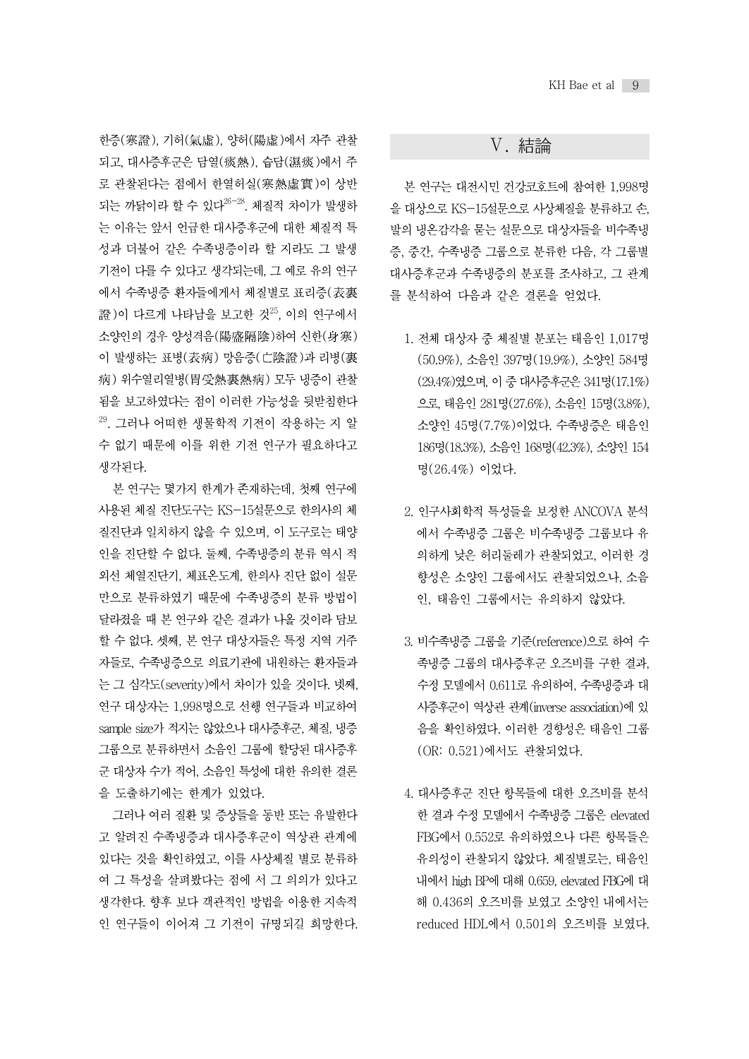한증(寒證), 기허(氣虛), 양허(陽虛)에서 자주 관찰되고, 대사증후군은 담열(痰熱), 습담(濕痰)에서 주로 관찰된다는 점에서 한열허실(寒熱虛實)이 상반되는 까닭이라 할 수 있다[26-28]. 체질적 차이가 발생하는 이유는 앞서 언급한 대사증후군에 대한 체질적 특성과 더불어 같은 수족냉증이라 할 지라도 그 발생 기전이 다를 수 있다고 생각되는데, 그 예로 유의 연구에서 수족냉증 환자들에게서 체질별로 표리증(表裏證)이 다르게 나타남을 보고한 것[25], 이의 연구에서 소양인의 경우 양성격음(陽盛隔陰)하여 신한(身寒)이 발생하는 표병(表病) 망음증(亡陰證)과 리병(裏病) 위수열리열병(胃受熱裏熱病) 모두 냉증이 관찰됨을 보고하였다는 점이 이러한 가능성을 뒷받침한다[29]. 그러나 어떠한 생물학적 기전이 작용하는 지 알 수 없기 때문에 이를 위한 기전 연구가 필요하다고 생각된다.

본 연구는 몇가지 한계가 존재하는데, 첫째 연구에 사용된 체질 진단도구는 KS-15설문으로 한의사의 체질진단과 일치하지 않을 수 있으며, 이 도구로는 태양인을 진단할 수 없다. 둘째, 수족냉증의 분류 역시 적외선 체열진단기, 체표온도계, 한의사 진단 없이 설문만으로 분류하였기 때문에 수족냉증의 분류 방법이 달라졌을 때 본 연구와 같은 결과가 나올 것이라 담보할 수 없다. 셋째, 본 연구 대상자들은 특정 지역 거주자들로, 수족냉증으로 의료기관에 내원하는 환자들과는 그 심각도(severity)에서 차이가 있을 것이다. 넷째, 연구 대상자는 1,998명으로 선행 연구들과 비교하여 sample size가 적지는 않았으나 대사증후군, 체질, 냉증 그룹으로 분류하면서 소음인 그룹에 할당된 대사증후군 대상자 수가 적어, 소음인 특성에 대한 유의한 결론을 도출하기에는 한계가 있었다.

그러나 여러 질환 및 증상들을 동반 또는 유발한다고 알려진 수족냉증과 대사증후군이 역상관 관계에 있다는 것을 확인하였고, 이를 사상체질 별로 분류하여 그 특성을 살펴봤다는 점에 서 그 의의가 있다고 생각한다. 향후 보다 객관적인 방법을 이용한 지속적인 연구들이 이어져 그 기전이 규명되길 희망한다.

## V. 結論

본 연구는 대전시민 건강코호트에 참여한 1,998명을 대상으로 KS-15설문으로 사상체질을 분류하고 손, 발의 냉온감각을 묻는 설문으로 대상자들을 비수족냉증, 중간, 수족냉증 그룹으로 분류한 다음, 각 그룹별 대사증후군과 수족냉증의 분포를 조사하고, 그 관계를 분석하여 다음과 같은 결론을 얻었다.

1. 전체 대상자 중 체질별 분포는 태음인 1,017명(50.9%), 소음인 397명(19.9%), 소양인 584명(29.4%)였으며, 이 중 대사증후군은 341명(17.1%)으로, 태음인 281명(27.6%), 소음인 15명(3.8%), 소양인 45명(7.7%)이었다. 수족냉증은 태음인 186명(18.3%), 소음인 168명(42.3%), 소양인 154명(26.4%) 이었다.

2. 인구사회학적 특성들을 보정한 ANCOVA 분석에서 수족냉증 그룹은 비수족냉증 그룹보다 유의하게 낮은 허리둘레가 관찰되었고, 이러한 경향성은 소양인 그룹에서도 관찰되었으나, 소음인, 태음인 그룹에서는 유의하지 않았다.

3. 비수족냉증 그룹을 기준(reference)으로 하여 수족냉증 그룹의 대사증후군 오즈비를 구한 결과, 수정 모델에서 0.611로 유의하여, 수족냉증과 대사증후군이 역상관 관계(inverse association)에 있음을 확인하였다. 이러한 경향성은 태음인 그룹(OR: 0.521)에서도 관찰되었다.

4. 대사증후군 진단 항목들에 대한 오즈비를 분석한 결과 수정 모델에서 수족냉증 그룹은 elevated FBG에서 0.552로 유의하였으나 다른 항목들은 유의성이 관찰되지 않았다. 체질별로는, 태음인 내에서 high BP에 대해 0.659, elevated FBG에 대해 0.436의 오즈비를 보였고 소양인 내에서는 reduced HDL에서 0.501의 오즈비를 보였다.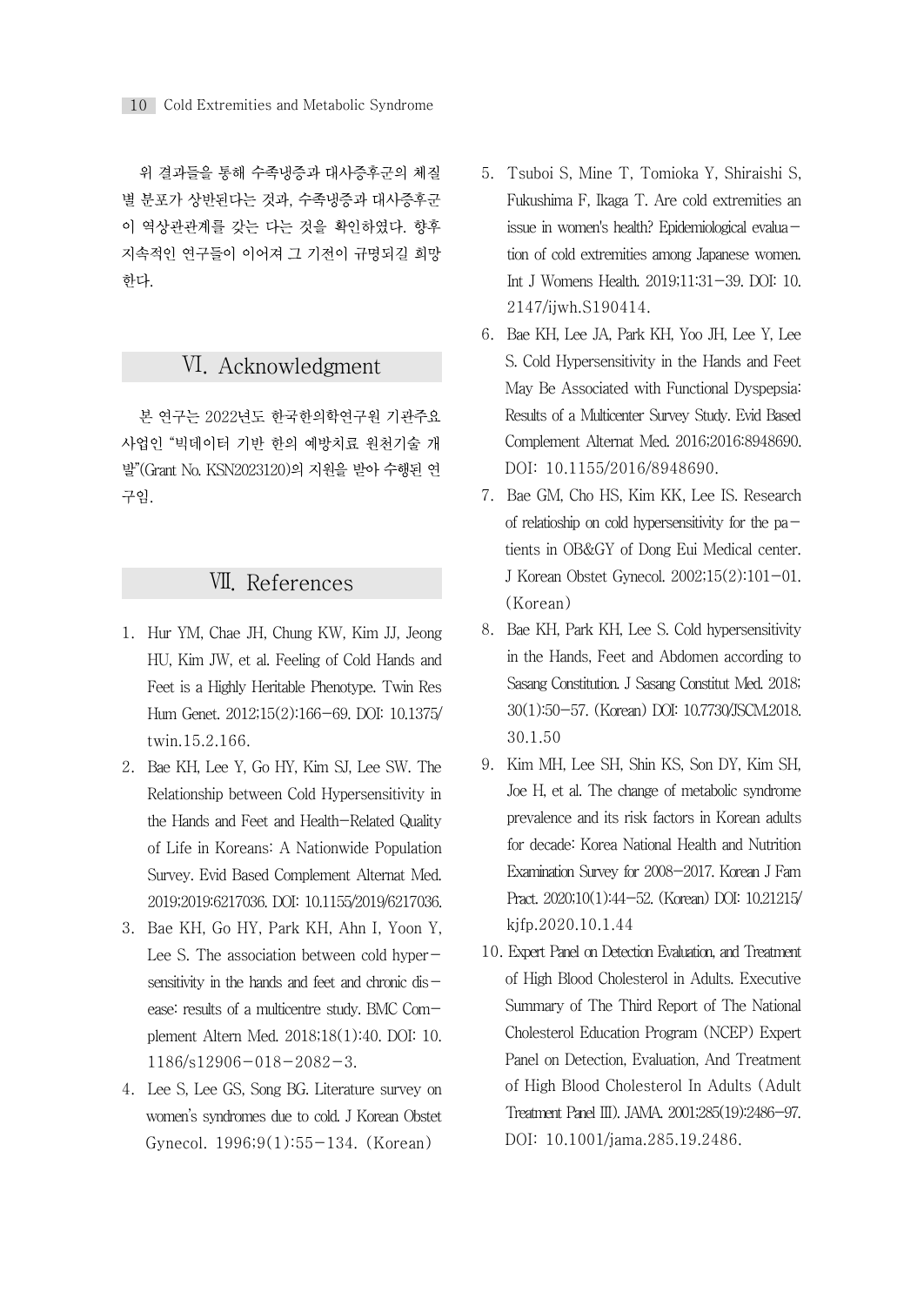위 결과들을 통해 수족냉증과 대사증후군의 체질별 분포가 상반된다는 것과, 수족냉증과 대사증후군이 역상관관계를 갖는 다는 것을 확인하였다. 향후 지속적인 연구들이 이어져 그 기전이 규명되길 희망한다.

## Ⅵ. Acknowledgment

본 연구는 2022년도 한국한의학연구원 기관주요사업인 "빅데이터 기반 한의 예방치료 원천기술 개발"(Grant No. KSN2023120)의 지원을 받아 수행된 연구임.

## Ⅶ. References

1. Hur YM, Chae JH, Chung KW, Kim JJ, Jeong HU, Kim JW, et al. Feeling of Cold Hands and Feet is a Highly Heritable Phenotype. Twin Res Hum Genet. 2012;15(2):166-69. DOI: 10.1375/twin.15.2.166.
2. Bae KH, Lee Y, Go HY, Kim SJ, Lee SW. The Relationship between Cold Hypersensitivity in the Hands and Feet and Health-Related Quality of Life in Koreans: A Nationwide Population Survey. Evid Based Complement Alternat Med. 2019;2019:6217036. DOI: 10.1155/2019/6217036.
3. Bae KH, Go HY, Park KH, Ahn I, Yoon Y, Lee S. The association between cold hypersensitivity in the hands and feet and chronic disease: results of a multicentre study. BMC Complement Altern Med. 2018;18(1):40. DOI: 10.1186/s12906-018-2082-3.
4. Lee S, Lee GS, Song BG. Literature survey on women's syndromes due to cold. J Korean Obstet Gynecol. 1996;9(1):55-134. (Korean)
5. Tsuboi S, Mine T, Tomioka Y, Shiraishi S, Fukushima F, Ikaga T. Are cold extremities an issue in women's health? Epidemiological evaluation of cold extremities among Japanese women. Int J Womens Health. 2019;11:31-39. DOI: 10.2147/ijwh.S190414.
6. Bae KH, Lee JA, Park KH, Yoo JH, Lee Y, Lee S. Cold Hypersensitivity in the Hands and Feet May Be Associated with Functional Dyspepsia: Results of a Multicenter Survey Study. Evid Based Complement Alternat Med. 2016;2016:8948690. DOI: 10.1155/2016/8948690.
7. Bae GM, Cho HS, Kim KK, Lee IS. Research of relatioship on cold hypersensitivity for the patients in OB&GY of Dong Eui Medical center. J Korean Obstet Gynecol. 2002;15(2):101-01. (Korean)
8. Bae KH, Park KH, Lee S. Cold hypersensitivity in the Hands, Feet and Abdomen according to Sasang Constitution. J Sasang Constitut Med. 2018;30(1):50-57. (Korean) DOI: 10.7730/JSCM.2018.30.1.50
9. Kim MH, Lee SH, Shin KS, Son DY, Kim SH, Joe H, et al. The change of metabolic syndrome prevalence and its risk factors in Korean adults for decade: Korea National Health and Nutrition Examination Survey for 2008-2017. Korean J Fam Pract. 2020;10(1):44-52. (Korean) DOI: 10.21215/kjfp.2020.10.1.44
10. Expert Panel on Detection Evaluation, and Treatment of High Blood Cholesterol in Adults. Executive Summary of The Third Report of The National Cholesterol Education Program (NCEP) Expert Panel on Detection, Evaluation, And Treatment of High Blood Cholesterol In Adults (Adult Treatment Panel III). JAMA. 2001;285(19):2486-97. DOI: 10.1001/jama.285.19.2486.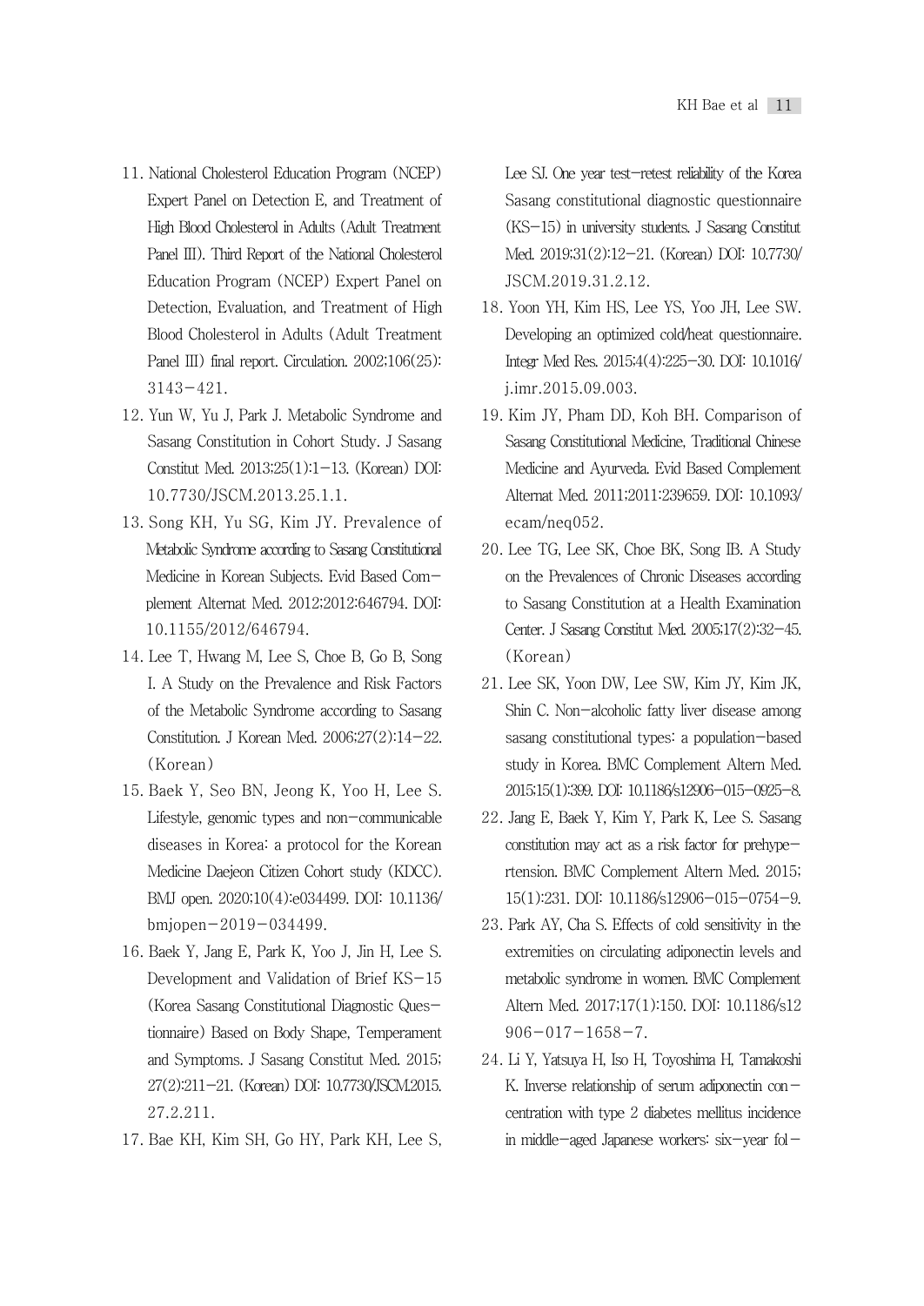11. National Cholesterol Education Program (NCEP) Expert Panel on Detection E, and Treatment of High Blood Cholesterol in Adults (Adult Treatment Panel III). Third Report of the National Cholesterol Education Program (NCEP) Expert Panel on Detection, Evaluation, and Treatment of High Blood Cholesterol in Adults (Adult Treatment Panel III) final report. Circulation. 2002;106(25):3143-421.
12. Yun W, Yu J, Park J. Metabolic Syndrome and Sasang Constitution in Cohort Study. J Sasang Constitut Med. 2013;25(1):1-13. (Korean) DOI: 10.7730/JSCM.2013.25.1.1.
13. Song KH, Yu SG, Kim JY. Prevalence of Metabolic Syndrome according to Sasang Constitutional Medicine in Korean Subjects. Evid Based Complement Alternat Med. 2012;2012:646794. DOI: 10.1155/2012/646794.
14. Lee T, Hwang M, Lee S, Choe B, Go B, Song I. A Study on the Prevalence and Risk Factors of the Metabolic Syndrome according to Sasang Constitution. J Korean Med. 2006;27(2):14-22. (Korean)
15. Baek Y, Seo BN, Jeong K, Yoo H, Lee S. Lifestyle, genomic types and non-communicable diseases in Korea: a protocol for the Korean Medicine Daejeon Citizen Cohort study (KDCC). BMJ open. 2020;10(4):e034499. DOI: 10.1136/bmjopen-2019-034499.
16. Baek Y, Jang E, Park K, Yoo J, Jin H, Lee S. Development and Validation of Brief KS-15 (Korea Sasang Constitutional Diagnostic Questionnaire) Based on Body Shape, Temperament and Symptoms. J Sasang Constitut Med. 2015;27(2):211-21. (Korean) DOI: 10.7730/JSCM.2015.27.2.211.
17. Bae KH, Kim SH, Go HY, Park KH, Lee S, Lee SJ. One year test-retest reliability of the Korea Sasang constitutional diagnostic questionnaire (KS-15) in university students. J Sasang Constitut Med. 2019;31(2):12-21. (Korean) DOI: 10.7730/JSCM.2019.31.2.12.
18. Yoon YH, Kim HS, Lee YS, Yoo JH, Lee SW. Developing an optimized cold/heat questionnaire. Integr Med Res. 2015;4(4):225-30. DOI: 10.1016/j.imr.2015.09.003.
19. Kim JY, Pham DD, Koh BH. Comparison of Sasang Constitutional Medicine, Traditional Chinese Medicine and Ayurveda. Evid Based Complement Alternat Med. 2011;2011:239659. DOI: 10.1093/ecam/neq052.
20. Lee TG, Lee SK, Choe BK, Song IB. A Study on the Prevalences of Chronic Diseases according to Sasang Constitution at a Health Examination Center. J Sasang Constitut Med. 2005;17(2):32-45. (Korean)
21. Lee SK, Yoon DW, Lee SW, Kim JY, Kim JK, Shin C. Non-alcoholic fatty liver disease among sasang constitutional types: a population-based study in Korea. BMC Complement Altern Med. 2015;15(1):399. DOI: 10.1186/s12906-015-0925-8.
22. Jang E, Baek Y, Kim Y, Park K, Lee S. Sasang constitution may act as a risk factor for prehypertension. BMC Complement Altern Med. 2015;15(1):231. DOI: 10.1186/s12906-015-0754-9.
23. Park AY, Cha S. Effects of cold sensitivity in the extremities on circulating adiponectin levels and metabolic syndrome in women. BMC Complement Altern Med. 2017;17(1):150. DOI: 10.1186/s12906-017-1658-7.
24. Li Y, Yatsuya H, Iso H, Toyoshima H, Tamakoshi K. Inverse relationship of serum adiponectin concentration with type 2 diabetes mellitus incidence in middle-aged Japanese workers: six-year fol-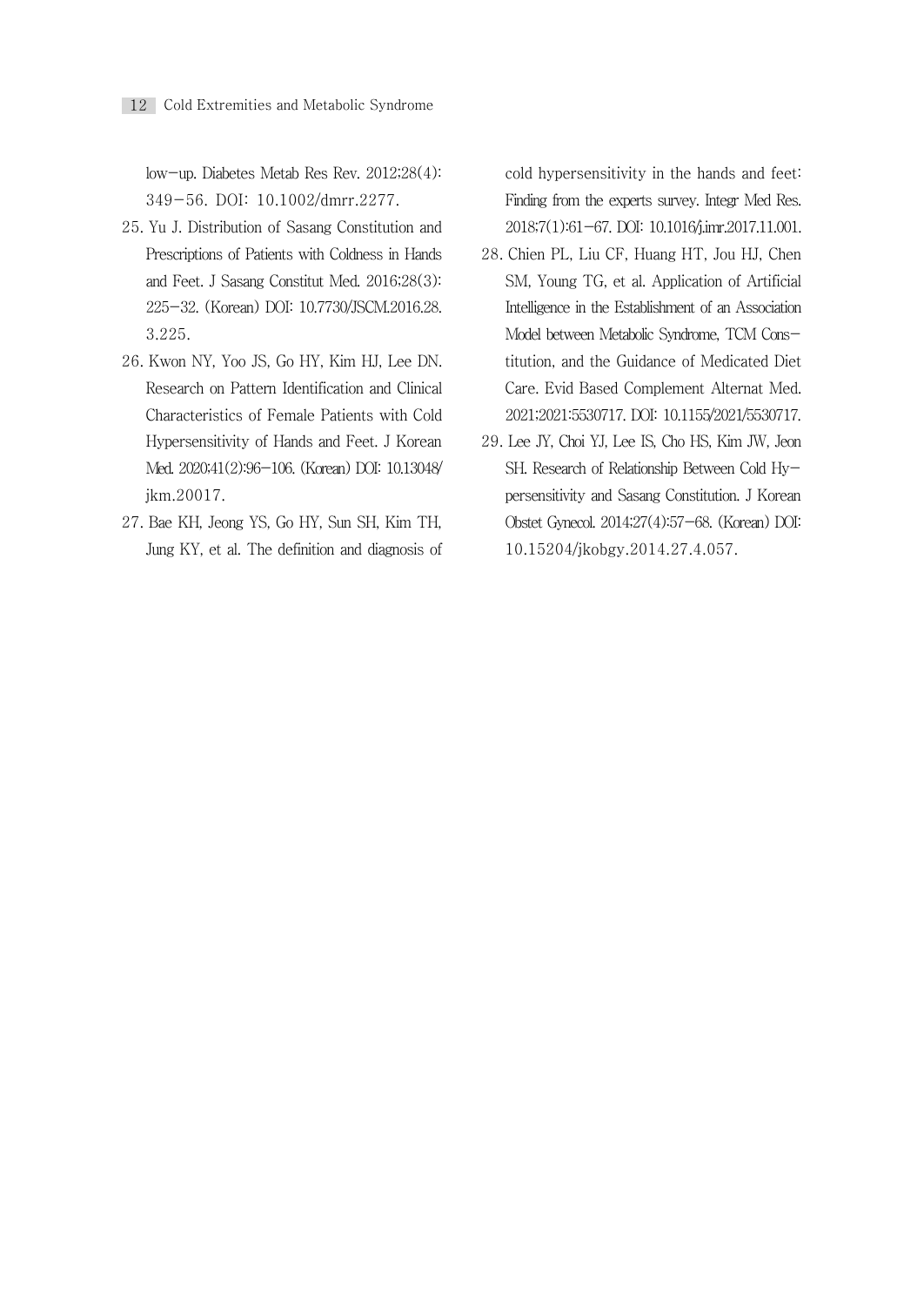low-up. Diabetes Metab Res Rev. 2012;28(4):349-56. DOI: 10.1002/dmrr.2277.

25. Yu J. Distribution of Sasang Constitution and Prescriptions of Patients with Coldness in Hands and Feet. J Sasang Constitut Med. 2016;28(3):225-32. (Korean) DOI: 10.7730/JSCM.2016.28.3.225.
26. Kwon NY, Yoo JS, Go HY, Kim HJ, Lee DN. Research on Pattern Identification and Clinical Characteristics of Female Patients with Cold Hypersensitivity of Hands and Feet. J Korean Med. 2020;41(2):96-106. (Korean) DOI: 10.13048/jkm.20017.
27. Bae KH, Jeong YS, Go HY, Sun SH, Kim TH, Jung KY, et al. The definition and diagnosis of cold hypersensitivity in the hands and feet: Finding from the experts survey. Integr Med Res. 2018;7(1):61-67. DOI: 10.1016/j.imr.2017.11.001.
28. Chien PL, Liu CF, Huang HT, Jou HJ, Chen SM, Young TG, et al. Application of Artificial Intelligence in the Establishment of an Association Model between Metabolic Syndrome, TCM Constitution, and the Guidance of Medicated Diet Care. Evid Based Complement Alternat Med. 2021;2021:5530717. DOI: 10.1155/2021/5530717.
29. Lee JY, Choi YJ, Lee IS, Cho HS, Kim JW, Jeon SH. Research of Relationship Between Cold Hypersensitivity and Sasang Constitution. J Korean Obstet Gynecol. 2014;27(4):57-68. (Korean) DOI: 10.15204/jkobgy.2014.27.4.057.